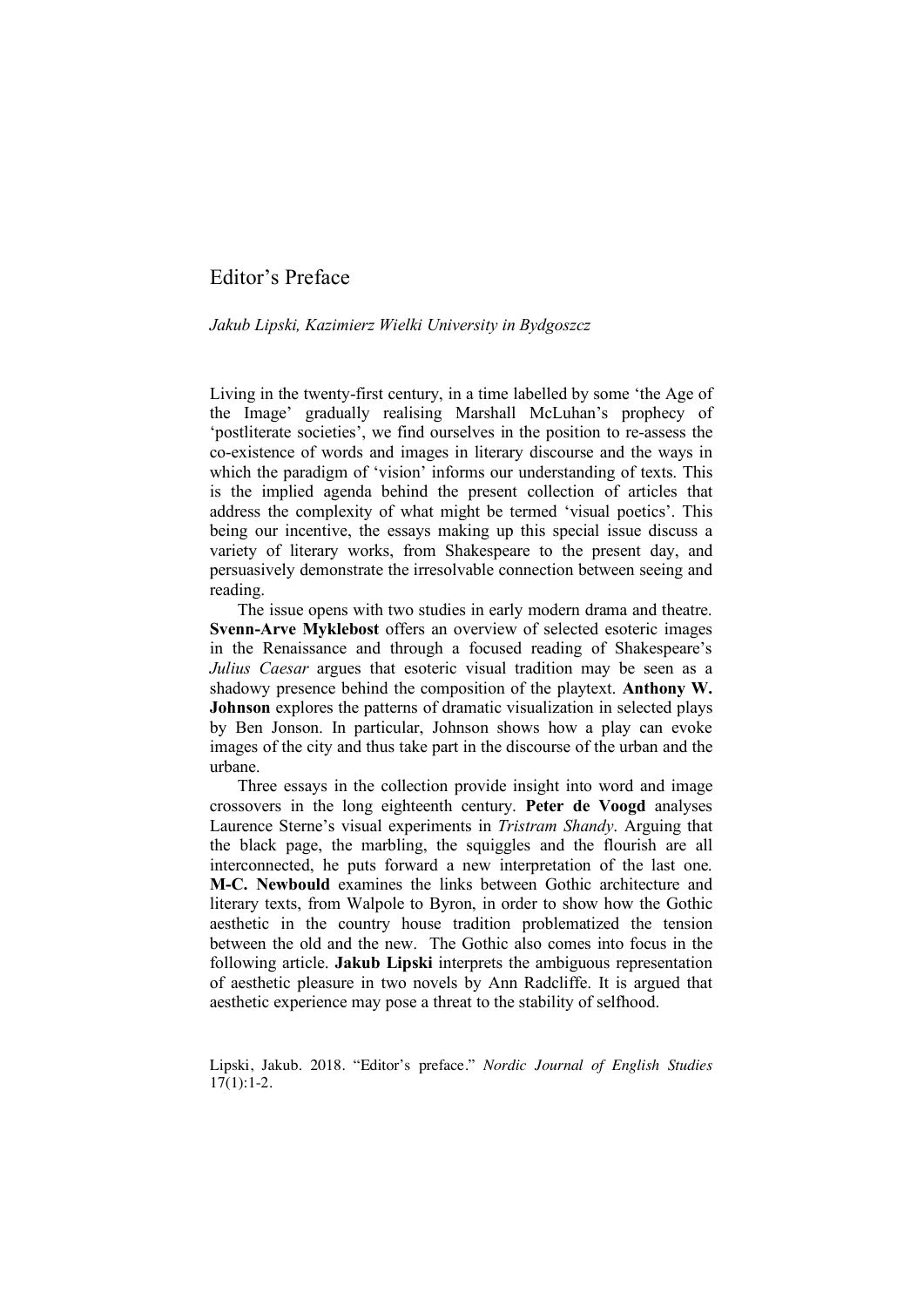# Editor's Preface

*Jakub Lipski, Kazimierz Wielki University in Bydgoszcz*

Living in the twenty-first century, in a time labelled by some 'the Age of the Image' gradually realising Marshall McLuhan's prophecy of 'postliterate societies', we find ourselves in the position to re-assess the co-existence of words and images in literary discourse and the ways in which the paradigm of 'vision' informs our understanding of texts. This is the implied agenda behind the present collection of articles that address the complexity of what might be termed 'visual poetics'. This being our incentive, the essays making up this special issue discuss a variety of literary works, from Shakespeare to the present day, and persuasively demonstrate the irresolvable connection between seeing and reading.

The issue opens with two studies in early modern drama and theatre. **Svenn-Arve Myklebost** offers an overview of selected esoteric images in the Renaissance and through a focused reading of Shakespeare's *Julius Caesar* argues that esoteric visual tradition may be seen as a shadowy presence behind the composition of the playtext. **Anthony W. Johnson** explores the patterns of dramatic visualization in selected plays by Ben Jonson. In particular, Johnson shows how a play can evoke images of the city and thus take part in the discourse of the urban and the urbane.

Three essays in the collection provide insight into word and image crossovers in the long eighteenth century. **Peter de Voogd** analyses Laurence Sterne's visual experiments in *Tristram Shandy*. Arguing that the black page, the marbling, the squiggles and the flourish are all interconnected, he puts forward a new interpretation of the last one. **M-C. Newbould** examines the links between Gothic architecture and literary texts, from Walpole to Byron, in order to show how the Gothic aesthetic in the country house tradition problematized the tension between the old and the new. The Gothic also comes into focus in the following article. **Jakub Lipski** interprets the ambiguous representation of aesthetic pleasure in two novels by Ann Radcliffe. It is argued that aesthetic experience may pose a threat to the stability of selfhood.

Lipski, Jakub. 2018. "Editor's preface." *Nordic Journal of English Studies* 17(1):1-2.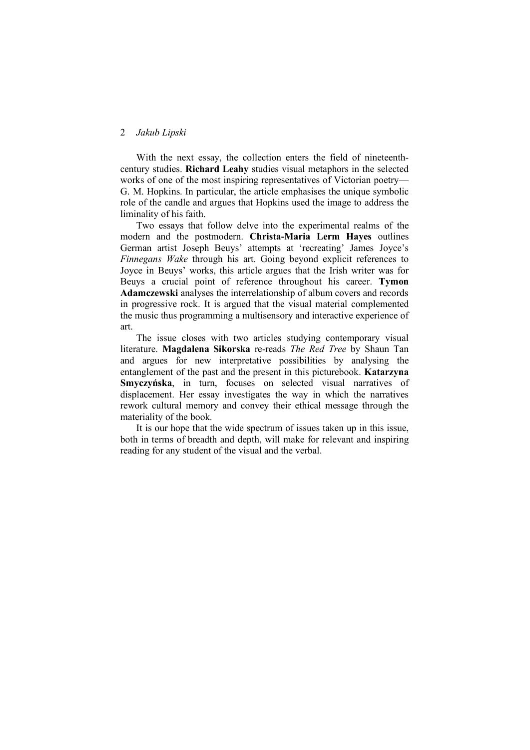With the next essay, the collection enters the field of nineteenth-century studies. **Richard Leahy** studies visual metaphors in the selected works of one of the most inspiring representatives of Victorian poetry—G. M. Hopkins. In particular, the article emphasises the unique symbolic role of the candle and argues that Hopkins used the image to address the liminality of his faith.

Two essays that follow delve into the experimental realms of the modern and the postmodern. **Christa-Maria Lerm Hayes** outlines German artist Joseph Beuys' attempts at 'recreating' James Joyce's *Finnegans Wake* through his art. Going beyond explicit references to Joyce in Beuys' works, this article argues that the Irish writer was for Beuys a crucial point of reference throughout his career. **Tymon Adamczewski** analyses the interrelationship of album covers and records in progressive rock. It is argued that the visual material complemented the music thus programming a multisensory and interactive experience of art.

The issue closes with two articles studying contemporary visual literature. **Magdalena Sikorska** re-reads *The Red Tree* by Shaun Tan and argues for new interpretative possibilities by analysing the entanglement of the past and the present in this picturebook. **Katarzyna Smyczyńska**, in turn, focuses on selected visual narratives of displacement. Her essay investigates the way in which the narratives rework cultural memory and convey their ethical message through the materiality of the book.

It is our hope that the wide spectrum of issues taken up in this issue, both in terms of breadth and depth, will make for relevant and inspiring reading for any student of the visual and the verbal.